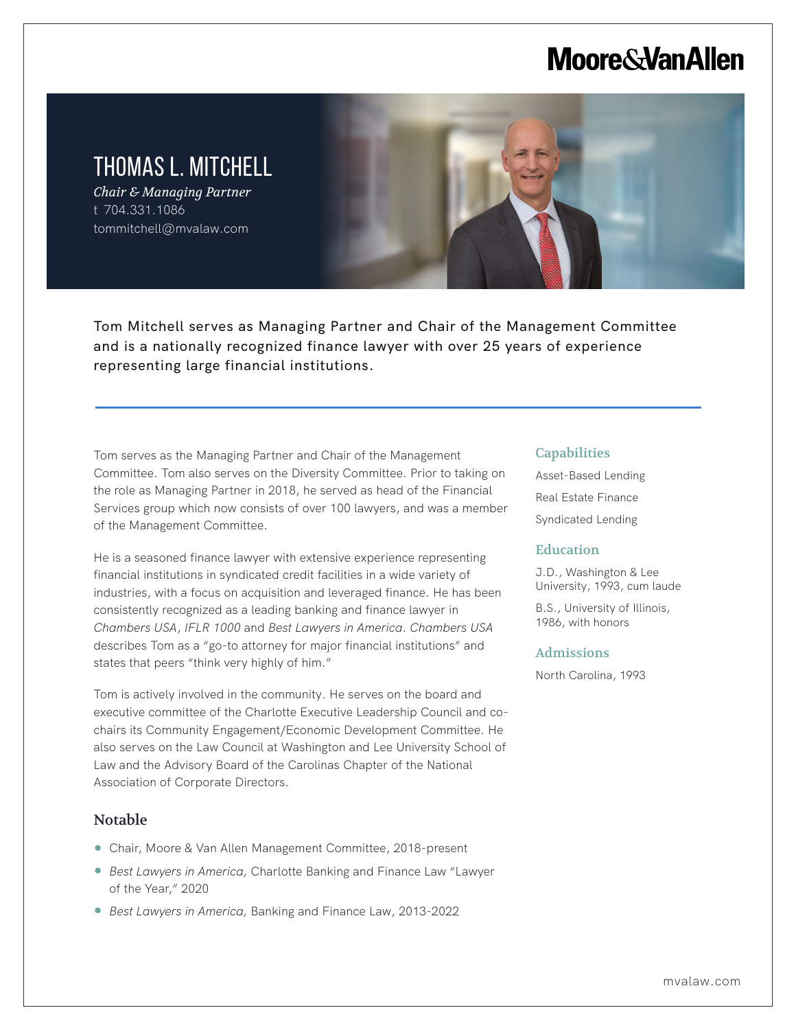# Moore&VanAllen

## THOMAS L. MITCHELL

*Chair & Managing Partner*
t 704.331.1086
tommitchell@mvalaw.com

Tom Mitchell serves as Managing Partner and Chair of the Management Committee and is a nationally recognized finance lawyer with over 25 years of experience representing large financial institutions.

Tom serves as the Managing Partner and Chair of the Management Committee. Tom also serves on the Diversity Committee. Prior to taking on the role as Managing Partner in 2018, he served as head of the Financial Services group which now consists of over 100 lawyers, and was a member of the Management Committee.

He is a seasoned finance lawyer with extensive experience representing financial institutions in syndicated credit facilities in a wide variety of industries, with a focus on acquisition and leveraged finance. He has been consistently recognized as a leading banking and finance lawyer in *Chambers USA*, *IFLR 1000* and *Best Lawyers in America*. *Chambers USA* describes Tom as a "go-to attorney for major financial institutions" and states that peers "think very highly of him."

Tom is actively involved in the community. He serves on the board and executive committee of the Charlotte Executive Leadership Council and co-chairs its Community Engagement/Economic Development Committee. He also serves on the Law Council at Washington and Lee University School of Law and the Advisory Board of the Carolinas Chapter of the National Association of Corporate Directors.

### Notable

- Chair, Moore & Van Allen Management Committee, 2018-present
- *Best Lawyers in America,* Charlotte Banking and Finance Law "Lawyer of the Year," 2020
- *Best Lawyers in America,* Banking and Finance Law, 2013-2022

### Capabilities

Asset-Based Lending

Real Estate Finance

Syndicated Lending

### Education

J.D., Washington & Lee University, 1993, cum laude

B.S., University of Illinois, 1986, with honors

### Admissions

North Carolina, 1993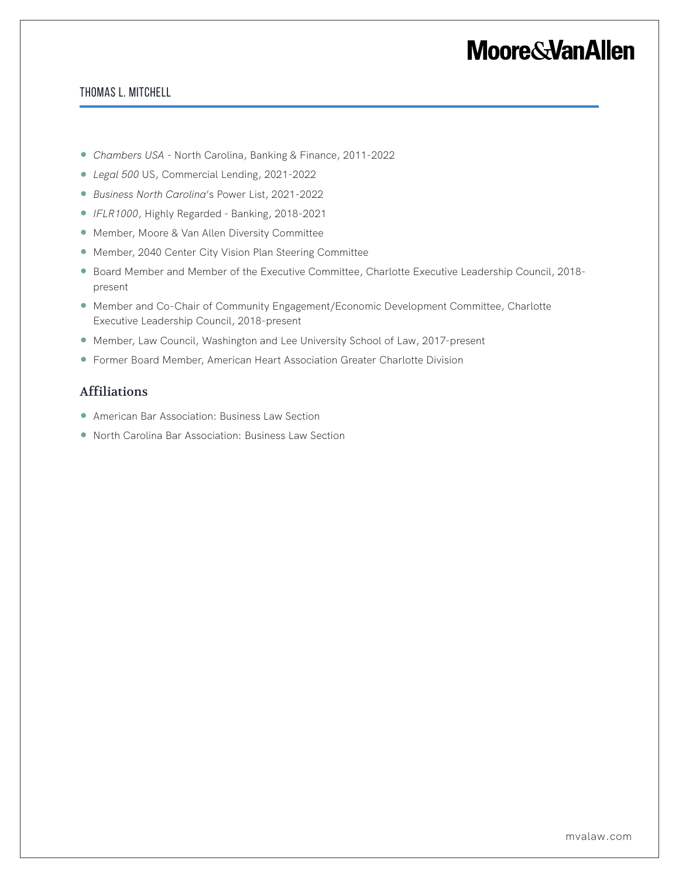- *Chambers USA* - North Carolina, Banking & Finance, 2011-2022
- *Legal 500* US, Commercial Lending, 2021-2022
- *Business North Carolina*'s Power List, 2021-2022
- *IFLR1000*, Highly Regarded - Banking, 2018-2021
- Member, Moore & Van Allen Diversity Committee
- Member, 2040 Center City Vision Plan Steering Committee
- Board Member and Member of the Executive Committee, Charlotte Executive Leadership Council, 2018-present
- Member and Co-Chair of Community Engagement/Economic Development Committee, Charlotte Executive Leadership Council, 2018-present
- Member, Law Council, Washington and Lee University School of Law, 2017-present
- Former Board Member, American Heart Association Greater Charlotte Division

## Affiliations

- American Bar Association: Business Law Section
- North Carolina Bar Association: Business Law Section